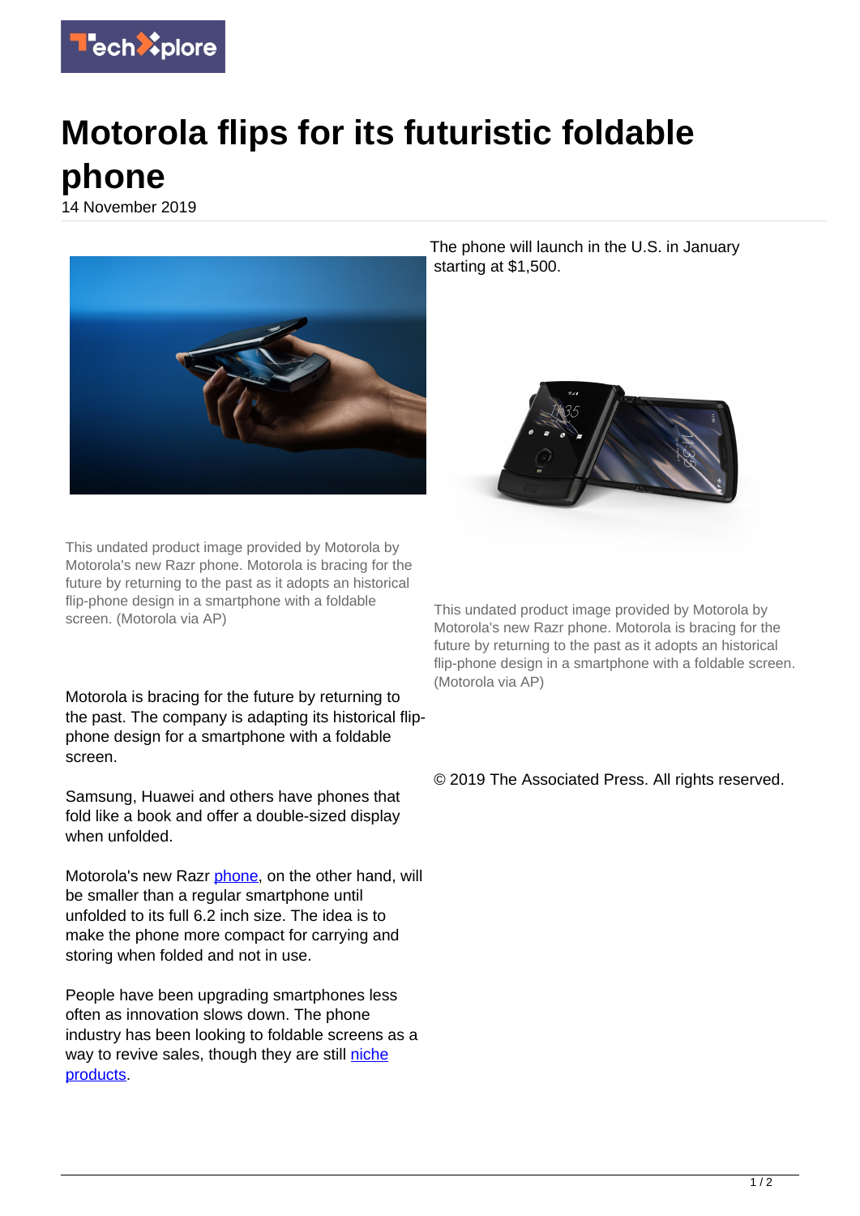# Motorola flips for its futuristic foldable phone

14 November 2019

This undated product image provided by Motorola by Motorola's new Razr phone. Motorola is bracing for the future by returning to the past as it adopts an historical flip-phone design in a smartphone with a foldable screen. (Motorola via AP)

Motorola is bracing for the future by returning to the past. The company is adapting its historical flip-phone design for a smartphone with a foldable screen.

Samsung, Huawei and others have phones that fold like a book and offer a double-sized display when unfolded.

Motorola's new Razr phone, on the other hand, will be smaller than a regular smartphone until unfolded to its full 6.2 inch size. The idea is to make the phone more compact for carrying and storing when folded and not in use.

People have been upgrading smartphones less often as innovation slows down. The phone industry has been looking to foldable screens as a way to revive sales, though they are still niche products.

The phone will launch in the U.S. in January starting at $1,500.

This undated product image provided by Motorola by Motorola's new Razr phone. Motorola is bracing for the future by returning to the past as it adopts an historical flip-phone design in a smartphone with a foldable screen. (Motorola via AP)

© 2019 The Associated Press. All rights reserved.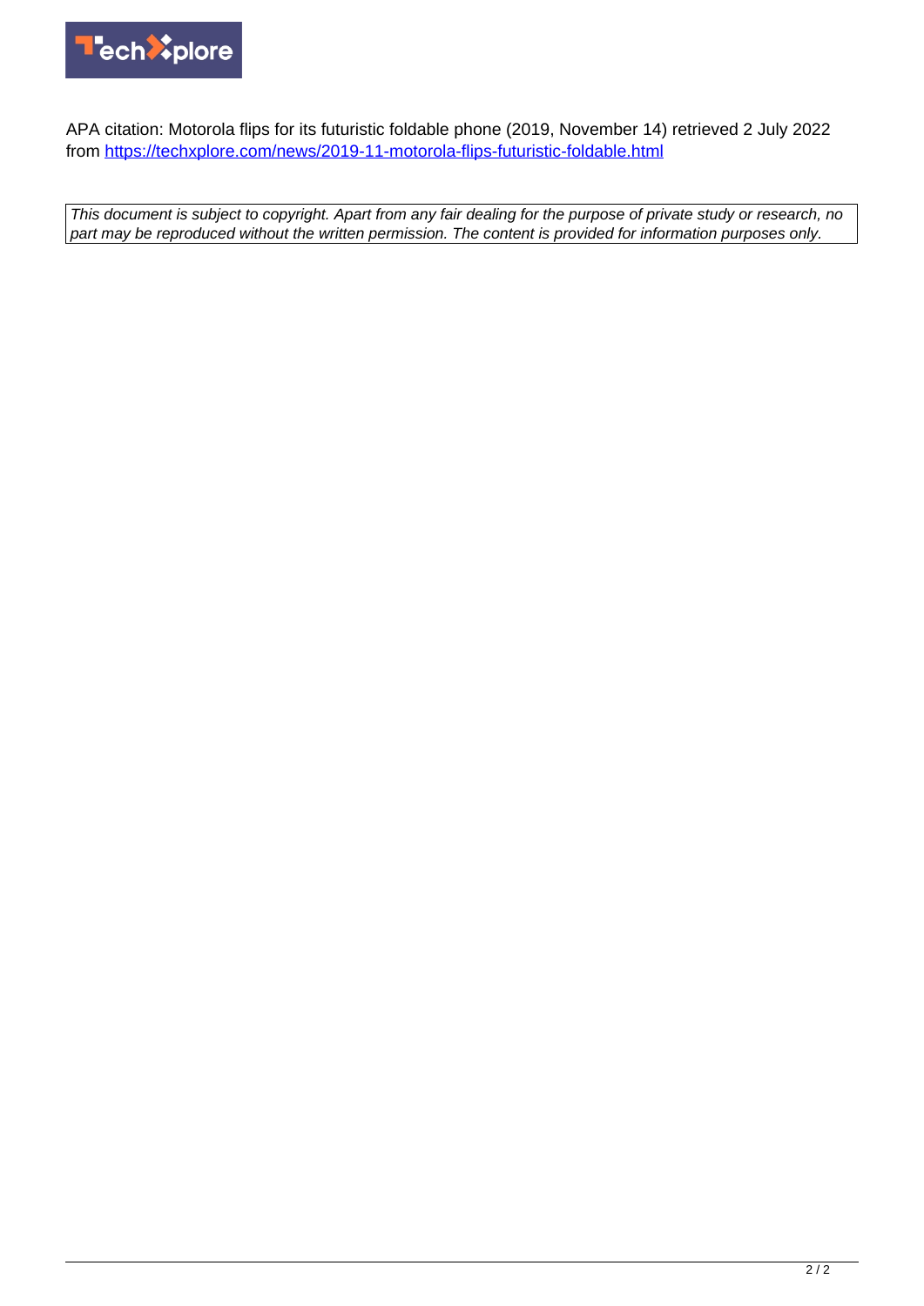APA citation: Motorola flips for its futuristic foldable phone (2019, November 14) retrieved 2 July 2022 from https://techxplore.com/news/2019-11-motorola-flips-futuristic-foldable.html

*This document is subject to copyright. Apart from any fair dealing for the purpose of private study or research, no part may be reproduced without the written permission. The content is provided for information purposes only.*